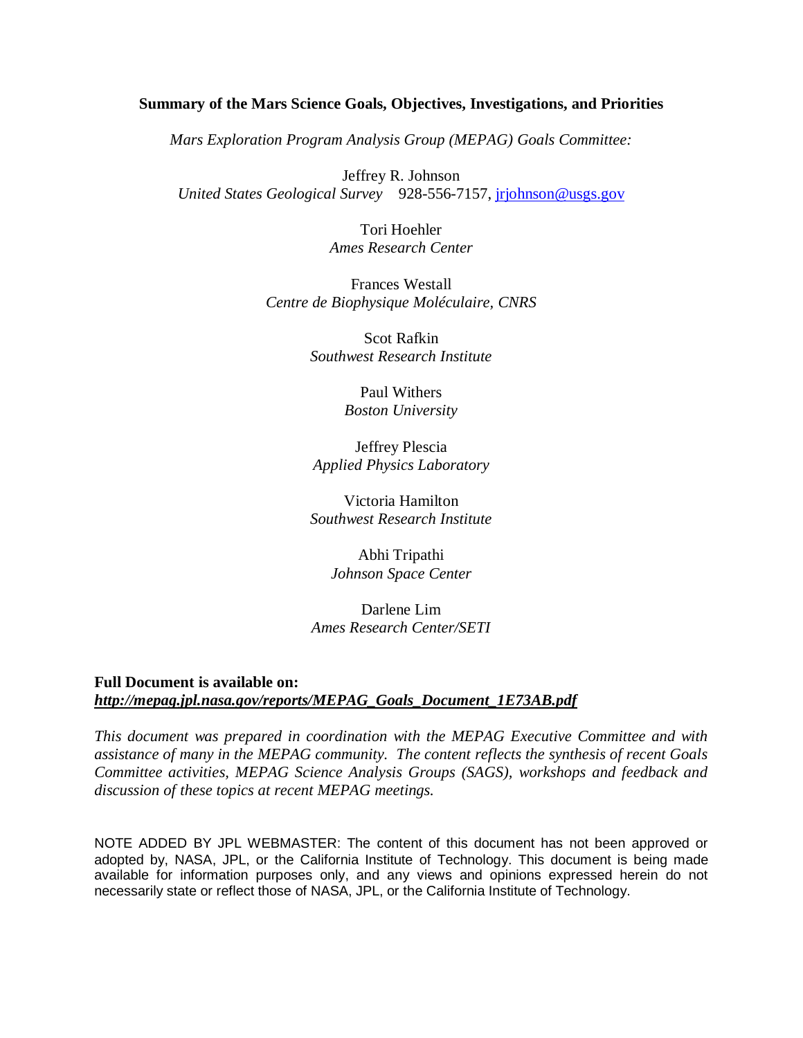# Summary of the Mars Science Goals, Objectives, Investigations, and Priorities

*Mars Exploration Program Analysis Group (MEPAG) Goals Committee:*

Jeffrey R. Johnson  
*United States Geological Survey* 928-556-7157, jrjohnson@usgs.gov

Tori Hoehler  
*Ames Research Center*

Frances Westall  
*Centre de Biophysique Moléculaire, CNRS*

Scot Rafkin  
*Southwest Research Institute*

Paul Withers  
*Boston University*

Jeffrey Plescia  
*Applied Physics Laboratory*

Victoria Hamilton  
*Southwest Research Institute*

Abhi Tripathi  
*Johnson Space Center*

Darlene Lim  
*Ames Research Center/SETI*

**Full Document is available on:**  
***http://mepag.jpl.nasa.gov/reports/MEPAG_Goals_Document_1E73AB.pdf***

*This document was prepared in coordination with the MEPAG Executive Committee and with assistance of many in the MEPAG community. The content reflects the synthesis of recent Goals Committee activities, MEPAG Science Analysis Groups (SAGS), workshops and feedback and discussion of these topics at recent MEPAG meetings.*

NOTE ADDED BY JPL WEBMASTER: The content of this document has not been approved or adopted by, NASA, JPL, or the California Institute of Technology. This document is being made available for information purposes only, and any views and opinions expressed herein do not necessarily state or reflect those of NASA, JPL, or the California Institute of Technology.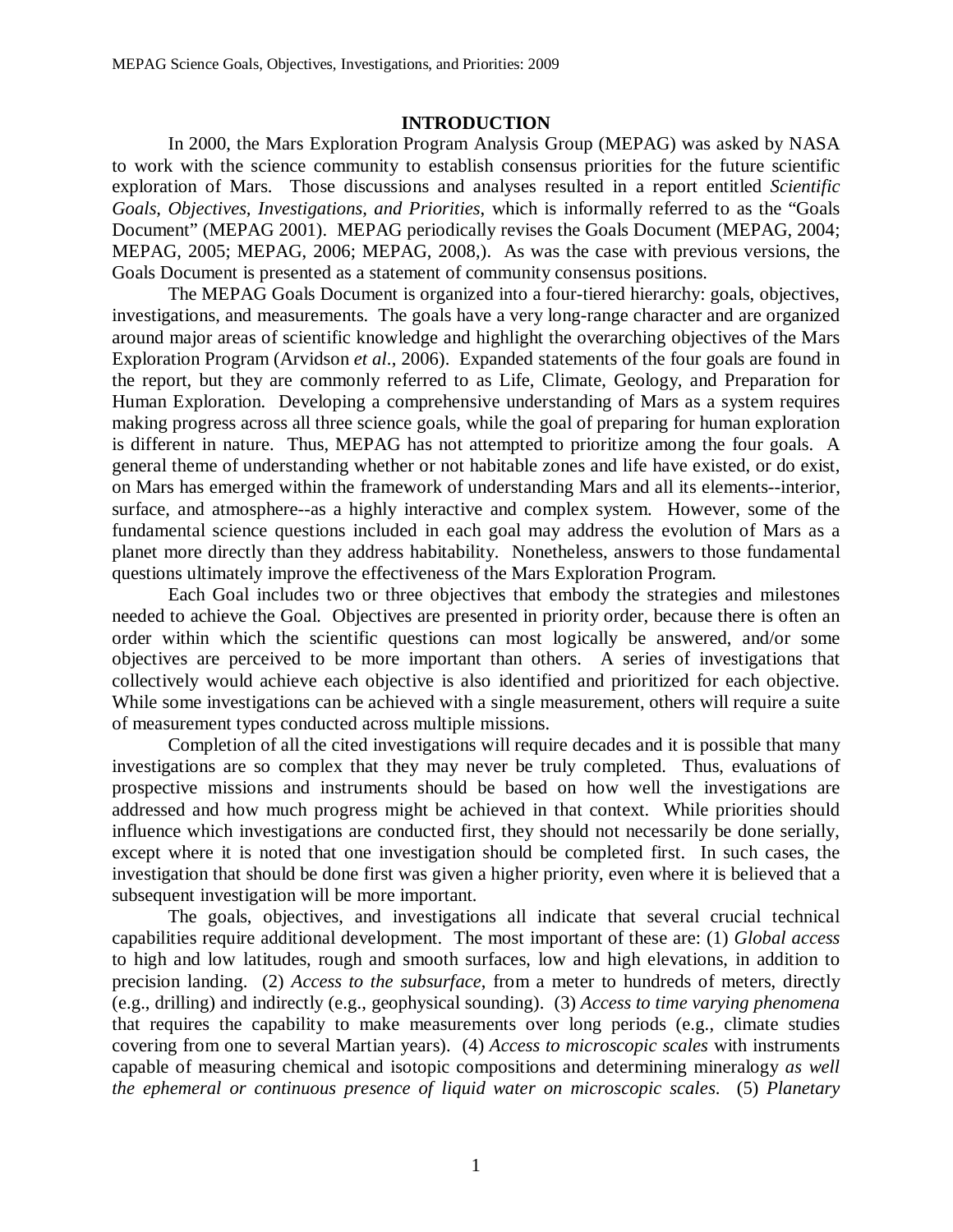# INTRODUCTION

In 2000, the Mars Exploration Program Analysis Group (MEPAG) was asked by NASA to work with the science community to establish consensus priorities for the future scientific exploration of Mars. Those discussions and analyses resulted in a report entitled *Scientific Goals, Objectives, Investigations, and Priorities*, which is informally referred to as the "Goals Document" (MEPAG 2001). MEPAG periodically revises the Goals Document (MEPAG, 2004; MEPAG, 2005; MEPAG, 2006; MEPAG, 2008,). As was the case with previous versions, the Goals Document is presented as a statement of community consensus positions.

The MEPAG Goals Document is organized into a four-tiered hierarchy: goals, objectives, investigations, and measurements. The goals have a very long-range character and are organized around major areas of scientific knowledge and highlight the overarching objectives of the Mars Exploration Program (Arvidson *et al*., 2006). Expanded statements of the four goals are found in the report, but they are commonly referred to as Life, Climate, Geology, and Preparation for Human Exploration. Developing a comprehensive understanding of Mars as a system requires making progress across all three science goals, while the goal of preparing for human exploration is different in nature. Thus, MEPAG has not attempted to prioritize among the four goals. A general theme of understanding whether or not habitable zones and life have existed, or do exist, on Mars has emerged within the framework of understanding Mars and all its elements--interior, surface, and atmosphere--as a highly interactive and complex system. However, some of the fundamental science questions included in each goal may address the evolution of Mars as a planet more directly than they address habitability. Nonetheless, answers to those fundamental questions ultimately improve the effectiveness of the Mars Exploration Program.

Each Goal includes two or three objectives that embody the strategies and milestones needed to achieve the Goal. Objectives are presented in priority order, because there is often an order within which the scientific questions can most logically be answered, and/or some objectives are perceived to be more important than others. A series of investigations that collectively would achieve each objective is also identified and prioritized for each objective. While some investigations can be achieved with a single measurement, others will require a suite of measurement types conducted across multiple missions.

Completion of all the cited investigations will require decades and it is possible that many investigations are so complex that they may never be truly completed. Thus, evaluations of prospective missions and instruments should be based on how well the investigations are addressed and how much progress might be achieved in that context. While priorities should influence which investigations are conducted first, they should not necessarily be done serially, except where it is noted that one investigation should be completed first. In such cases, the investigation that should be done first was given a higher priority, even where it is believed that a subsequent investigation will be more important.

The goals, objectives, and investigations all indicate that several crucial technical capabilities require additional development. The most important of these are: (1) *Global access* to high and low latitudes, rough and smooth surfaces, low and high elevations, in addition to precision landing. (2) *Access to the subsurface*, from a meter to hundreds of meters, directly (e.g., drilling) and indirectly (e.g., geophysical sounding). (3) *Access to time varying phenomena* that requires the capability to make measurements over long periods (e.g., climate studies covering from one to several Martian years). (4) *Access to microscopic scales* with instruments capable of measuring chemical and isotopic compositions and determining mineralogy *as well the ephemeral or continuous presence of liquid water on microscopic scales*. (5) *Planetary*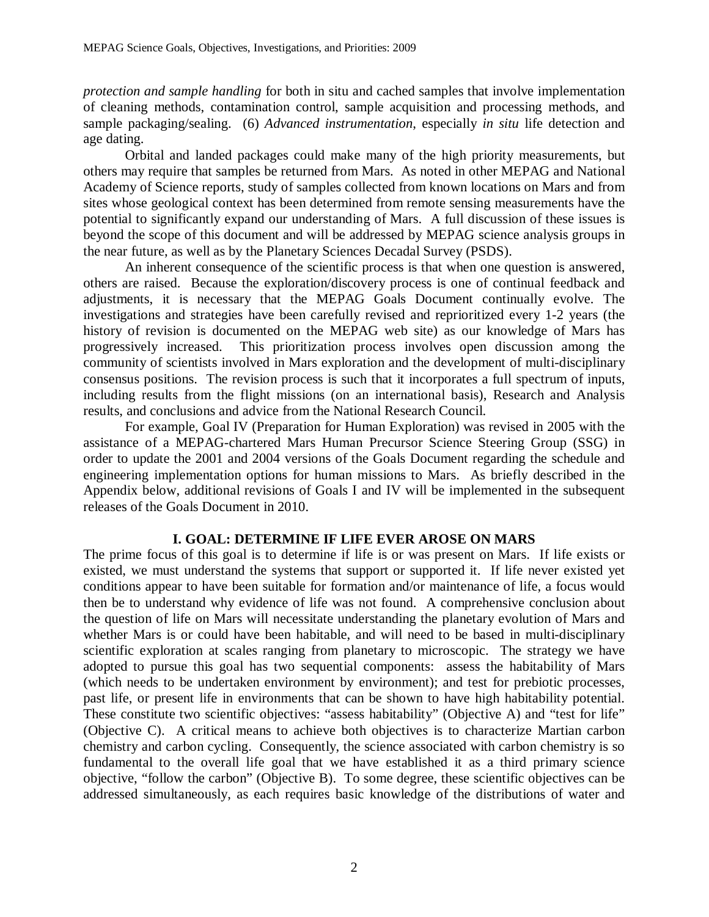*protection and sample handling* for both in situ and cached samples that involve implementation of cleaning methods, contamination control, sample acquisition and processing methods, and sample packaging/sealing. (6) *Advanced instrumentation*, especially *in situ* life detection and age dating.

Orbital and landed packages could make many of the high priority measurements, but others may require that samples be returned from Mars. As noted in other MEPAG and National Academy of Science reports, study of samples collected from known locations on Mars and from sites whose geological context has been determined from remote sensing measurements have the potential to significantly expand our understanding of Mars. A full discussion of these issues is beyond the scope of this document and will be addressed by MEPAG science analysis groups in the near future, as well as by the Planetary Sciences Decadal Survey (PSDS).

An inherent consequence of the scientific process is that when one question is answered, others are raised. Because the exploration/discovery process is one of continual feedback and adjustments, it is necessary that the MEPAG Goals Document continually evolve. The investigations and strategies have been carefully revised and reprioritized every 1-2 years (the history of revision is documented on the MEPAG web site) as our knowledge of Mars has progressively increased. This prioritization process involves open discussion among the community of scientists involved in Mars exploration and the development of multi-disciplinary consensus positions. The revision process is such that it incorporates a full spectrum of inputs, including results from the flight missions (on an international basis), Research and Analysis results, and conclusions and advice from the National Research Council.

For example, Goal IV (Preparation for Human Exploration) was revised in 2005 with the assistance of a MEPAG-chartered Mars Human Precursor Science Steering Group (SSG) in order to update the 2001 and 2004 versions of the Goals Document regarding the schedule and engineering implementation options for human missions to Mars. As briefly described in the Appendix below, additional revisions of Goals I and IV will be implemented in the subsequent releases of the Goals Document in 2010.

## I. GOAL: DETERMINE IF LIFE EVER AROSE ON MARS

The prime focus of this goal is to determine if life is or was present on Mars. If life exists or existed, we must understand the systems that support or supported it. If life never existed yet conditions appear to have been suitable for formation and/or maintenance of life, a focus would then be to understand why evidence of life was not found. A comprehensive conclusion about the question of life on Mars will necessitate understanding the planetary evolution of Mars and whether Mars is or could have been habitable, and will need to be based in multi-disciplinary scientific exploration at scales ranging from planetary to microscopic. The strategy we have adopted to pursue this goal has two sequential components: assess the habitability of Mars (which needs to be undertaken environment by environment); and test for prebiotic processes, past life, or present life in environments that can be shown to have high habitability potential. These constitute two scientific objectives: "assess habitability" (Objective A) and "test for life" (Objective C). A critical means to achieve both objectives is to characterize Martian carbon chemistry and carbon cycling. Consequently, the science associated with carbon chemistry is so fundamental to the overall life goal that we have established it as a third primary science objective, "follow the carbon" (Objective B). To some degree, these scientific objectives can be addressed simultaneously, as each requires basic knowledge of the distributions of water and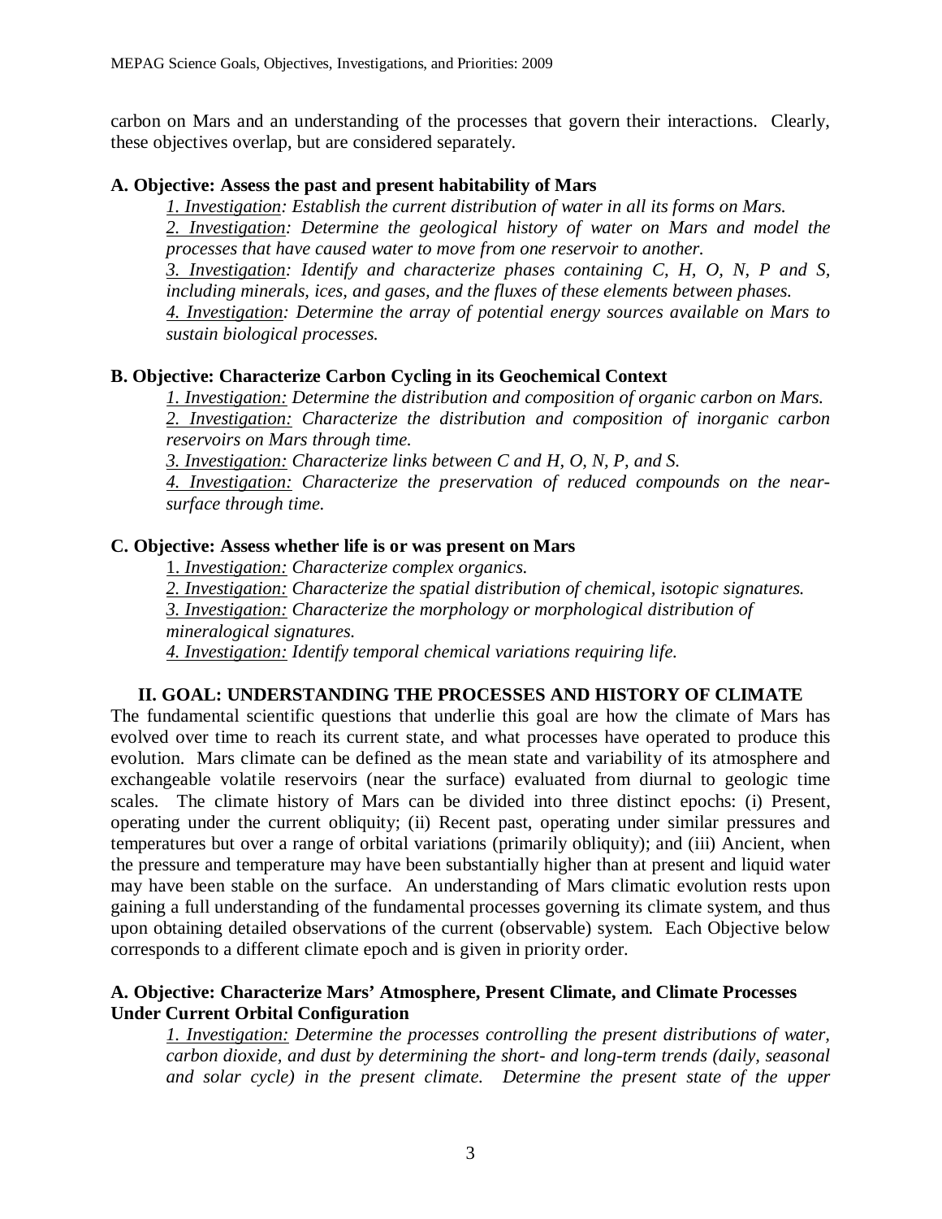carbon on Mars and an understanding of the processes that govern their interactions. Clearly, these objectives overlap, but are considered separately.

### A. Objective: Assess the past and present habitability of Mars

*1. Investigation: Establish the current distribution of water in all its forms on Mars.*

*2. Investigation: Determine the geological history of water on Mars and model the processes that have caused water to move from one reservoir to another.*

*3. Investigation: Identify and characterize phases containing C, H, O, N, P and S, including minerals, ices, and gases, and the fluxes of these elements between phases.*

*4. Investigation: Determine the array of potential energy sources available on Mars to sustain biological processes.*

### B. Objective: Characterize Carbon Cycling in its Geochemical Context

*1. Investigation: Determine the distribution and composition of organic carbon on Mars.*

*2. Investigation: Characterize the distribution and composition of inorganic carbon reservoirs on Mars through time.*

*3. Investigation: Characterize links between C and H, O, N, P, and S.*

*4. Investigation: Characterize the preservation of reduced compounds on the near-surface through time.*

### C. Objective: Assess whether life is or was present on Mars

1. *Investigation: Characterize complex organics.*

*2. Investigation: Characterize the spatial distribution of chemical, isotopic signatures.*

*3. Investigation: Characterize the morphology or morphological distribution of mineralogical signatures.*

*4. Investigation: Identify temporal chemical variations requiring life.*

## II. GOAL: UNDERSTANDING THE PROCESSES AND HISTORY OF CLIMATE

The fundamental scientific questions that underlie this goal are how the climate of Mars has evolved over time to reach its current state, and what processes have operated to produce this evolution. Mars climate can be defined as the mean state and variability of its atmosphere and exchangeable volatile reservoirs (near the surface) evaluated from diurnal to geologic time scales. The climate history of Mars can be divided into three distinct epochs: (i) Present, operating under the current obliquity; (ii) Recent past, operating under similar pressures and temperatures but over a range of orbital variations (primarily obliquity); and (iii) Ancient, when the pressure and temperature may have been substantially higher than at present and liquid water may have been stable on the surface. An understanding of Mars climatic evolution rests upon gaining a full understanding of the fundamental processes governing its climate system, and thus upon obtaining detailed observations of the current (observable) system. Each Objective below corresponds to a different climate epoch and is given in priority order.

### A. Objective: Characterize Mars' Atmosphere, Present Climate, and Climate Processes Under Current Orbital Configuration

*1. Investigation: Determine the processes controlling the present distributions of water, carbon dioxide, and dust by determining the short- and long-term trends (daily, seasonal and solar cycle) in the present climate. Determine the present state of the upper*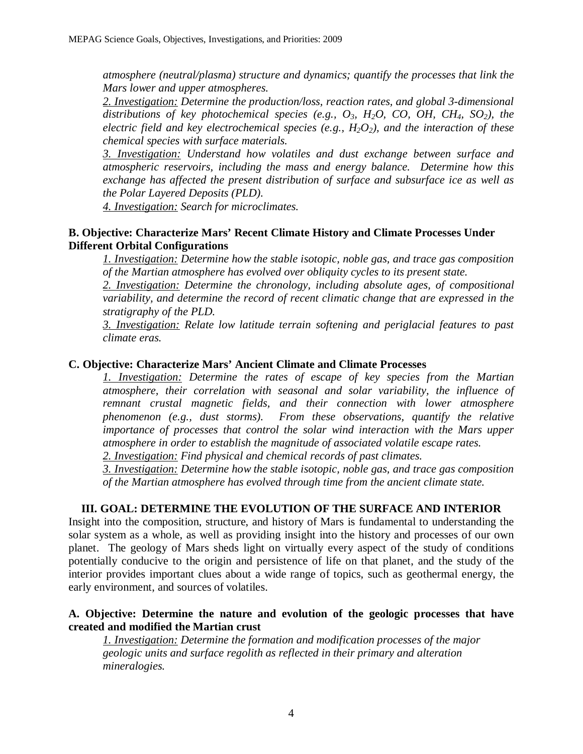*atmosphere (neutral/plasma) structure and dynamics; quantify the processes that link the Mars lower and upper atmospheres.*

*2. Investigation: Determine the production/loss, reaction rates, and global 3-dimensional distributions of key photochemical species (e.g., $O_3$, $H_2O$, CO, OH, $CH_4$, $SO_2$), the electric field and key electrochemical species (e.g., $H_2O_2$), and the interaction of these chemical species with surface materials.*

*3. Investigation: Understand how volatiles and dust exchange between surface and atmospheric reservoirs, including the mass and energy balance. Determine how this exchange has affected the present distribution of surface and subsurface ice as well as the Polar Layered Deposits (PLD).*

*4. Investigation: Search for microclimates.*

**B. Objective: Characterize Mars' Recent Climate History and Climate Processes Under Different Orbital Configurations**

*1. Investigation: Determine how the stable isotopic, noble gas, and trace gas composition of the Martian atmosphere has evolved over obliquity cycles to its present state.*

*2. Investigation: Determine the chronology, including absolute ages, of compositional variability, and determine the record of recent climatic change that are expressed in the stratigraphy of the PLD.*

*3. Investigation: Relate low latitude terrain softening and periglacial features to past climate eras.*

**C. Objective: Characterize Mars' Ancient Climate and Climate Processes**

*1. Investigation: Determine the rates of escape of key species from the Martian atmosphere, their correlation with seasonal and solar variability, the influence of remnant crustal magnetic fields, and their connection with lower atmosphere phenomenon (e.g., dust storms). From these observations, quantify the relative importance of processes that control the solar wind interaction with the Mars upper atmosphere in order to establish the magnitude of associated volatile escape rates.*

*2. Investigation: Find physical and chemical records of past climates.*

*3. Investigation: Determine how the stable isotopic, noble gas, and trace gas composition of the Martian atmosphere has evolved through time from the ancient climate state.*

## III. GOAL: DETERMINE THE EVOLUTION OF THE SURFACE AND INTERIOR

Insight into the composition, structure, and history of Mars is fundamental to understanding the solar system as a whole, as well as providing insight into the history and processes of our own planet. The geology of Mars sheds light on virtually every aspect of the study of conditions potentially conducive to the origin and persistence of life on that planet, and the study of the interior provides important clues about a wide range of topics, such as geothermal energy, the early environment, and sources of volatiles.

**A. Objective: Determine the nature and evolution of the geologic processes that have created and modified the Martian crust**

*1. Investigation: Determine the formation and modification processes of the major geologic units and surface regolith as reflected in their primary and alteration mineralogies.*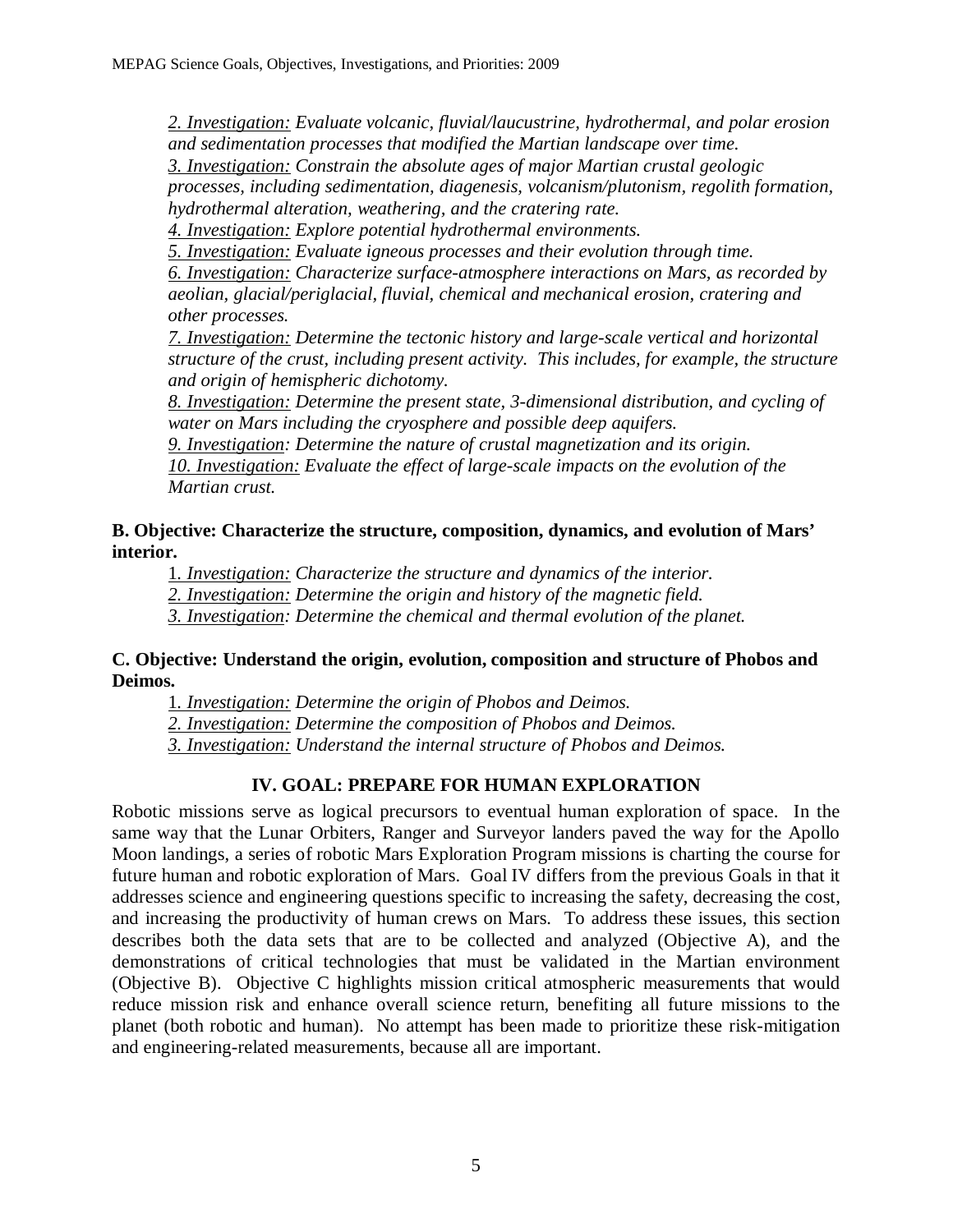*2. Investigation: Evaluate volcanic, fluvial/laucustrine, hydrothermal, and polar erosion and sedimentation processes that modified the Martian landscape over time.*
*3. Investigation: Constrain the absolute ages of major Martian crustal geologic processes, including sedimentation, diagenesis, volcanism/plutonism, regolith formation, hydrothermal alteration, weathering, and the cratering rate.*
*4. Investigation: Explore potential hydrothermal environments.*
*5. Investigation: Evaluate igneous processes and their evolution through time.*
*6. Investigation: Characterize surface-atmosphere interactions on Mars, as recorded by aeolian, glacial/periglacial, fluvial, chemical and mechanical erosion, cratering and other processes.*
*7. Investigation: Determine the tectonic history and large-scale vertical and horizontal structure of the crust, including present activity. This includes, for example, the structure and origin of hemispheric dichotomy.*
*8. Investigation: Determine the present state, 3-dimensional distribution, and cycling of water on Mars including the cryosphere and possible deep aquifers.*
*9. Investigation: Determine the nature of crustal magnetization and its origin.*
*10. Investigation: Evaluate the effect of large-scale impacts on the evolution of the Martian crust.*

**B. Objective: Characterize the structure, composition, dynamics, and evolution of Mars' interior.**

*1. Investigation: Characterize the structure and dynamics of the interior.*
*2. Investigation: Determine the origin and history of the magnetic field.*
*3. Investigation: Determine the chemical and thermal evolution of the planet.*

**C. Objective: Understand the origin, evolution, composition and structure of Phobos and Deimos.**

*1. Investigation: Determine the origin of Phobos and Deimos.*
*2. Investigation: Determine the composition of Phobos and Deimos.*
*3. Investigation: Understand the internal structure of Phobos and Deimos.*

## IV. GOAL: PREPARE FOR HUMAN EXPLORATION

Robotic missions serve as logical precursors to eventual human exploration of space. In the same way that the Lunar Orbiters, Ranger and Surveyor landers paved the way for the Apollo Moon landings, a series of robotic Mars Exploration Program missions is charting the course for future human and robotic exploration of Mars. Goal IV differs from the previous Goals in that it addresses science and engineering questions specific to increasing the safety, decreasing the cost, and increasing the productivity of human crews on Mars. To address these issues, this section describes both the data sets that are to be collected and analyzed (Objective A), and the demonstrations of critical technologies that must be validated in the Martian environment (Objective B). Objective C highlights mission critical atmospheric measurements that would reduce mission risk and enhance overall science return, benefiting all future missions to the planet (both robotic and human). No attempt has been made to prioritize these risk-mitigation and engineering-related measurements, because all are important.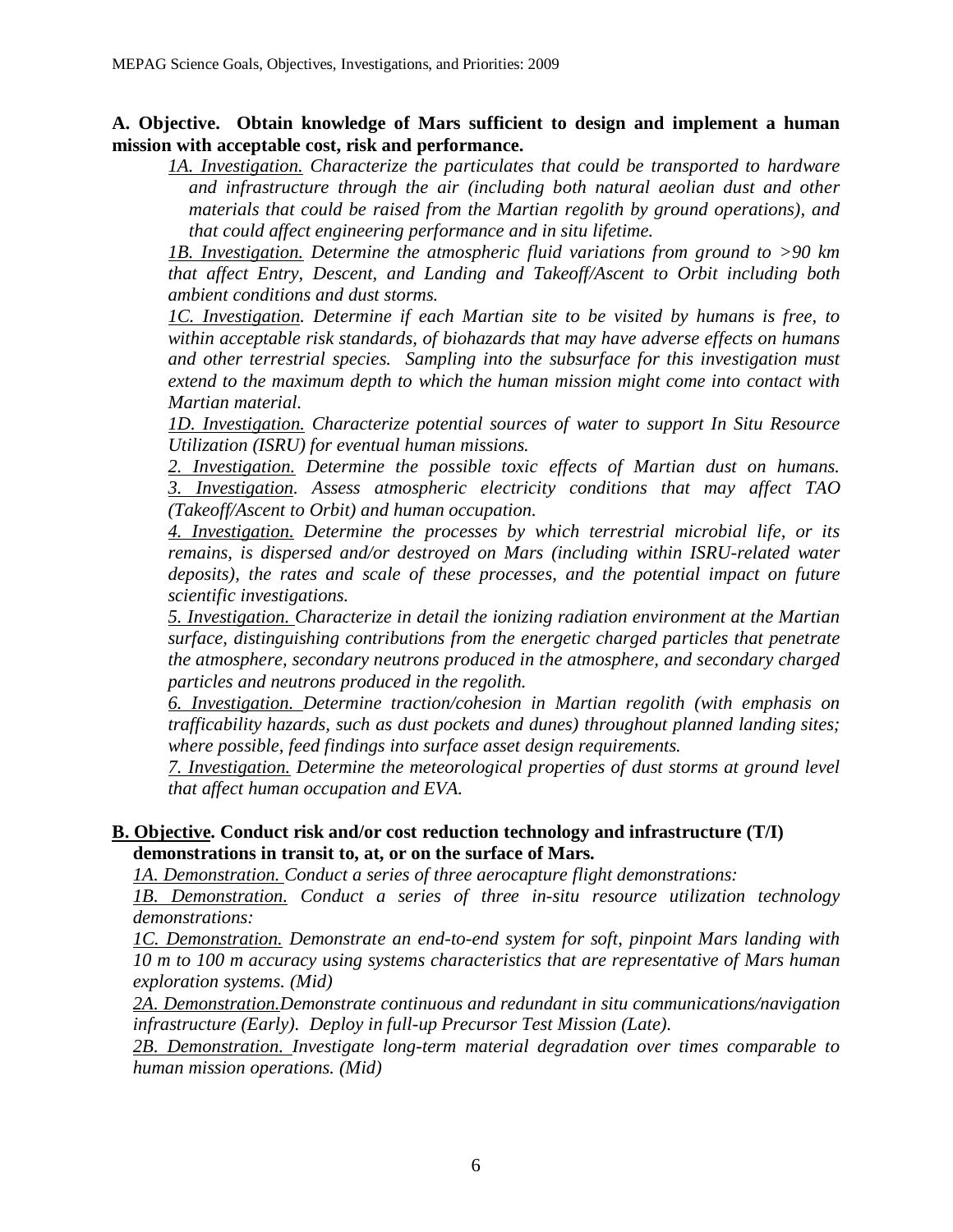**A. Objective. Obtain knowledge of Mars sufficient to design and implement a human mission with acceptable cost, risk and performance.**

*1A. Investigation. Characterize the particulates that could be transported to hardware and infrastructure through the air (including both natural aeolian dust and other materials that could be raised from the Martian regolith by ground operations), and that could affect engineering performance and in situ lifetime.*

*1B. Investigation. Determine the atmospheric fluid variations from ground to >90 km that affect Entry, Descent, and Landing and Takeoff/Ascent to Orbit including both ambient conditions and dust storms.*

*1C. Investigation. Determine if each Martian site to be visited by humans is free, to within acceptable risk standards, of biohazards that may have adverse effects on humans and other terrestrial species. Sampling into the subsurface for this investigation must extend to the maximum depth to which the human mission might come into contact with Martian material.*

*1D. Investigation. Characterize potential sources of water to support In Situ Resource Utilization (ISRU) for eventual human missions.*

*2. Investigation. Determine the possible toxic effects of Martian dust on humans.*

*3. Investigation. Assess atmospheric electricity conditions that may affect TAO (Takeoff/Ascent to Orbit) and human occupation.*

*4. Investigation. Determine the processes by which terrestrial microbial life, or its remains, is dispersed and/or destroyed on Mars (including within ISRU-related water deposits), the rates and scale of these processes, and the potential impact on future scientific investigations.*

*5. Investigation. Characterize in detail the ionizing radiation environment at the Martian surface, distinguishing contributions from the energetic charged particles that penetrate the atmosphere, secondary neutrons produced in the atmosphere, and secondary charged particles and neutrons produced in the regolith.*

*6. Investigation. Determine traction/cohesion in Martian regolith (with emphasis on trafficability hazards, such as dust pockets and dunes) throughout planned landing sites; where possible, feed findings into surface asset design requirements.*

*7. Investigation. Determine the meteorological properties of dust storms at ground level that affect human occupation and EVA.*

**B. Objective. Conduct risk and/or cost reduction technology and infrastructure (T/I) demonstrations in transit to, at, or on the surface of Mars.**

*1A. Demonstration. Conduct a series of three aerocapture flight demonstrations:*

*1B. Demonstration. Conduct a series of three in-situ resource utilization technology demonstrations:*

*1C. Demonstration. Demonstrate an end-to-end system for soft, pinpoint Mars landing with 10 m to 100 m accuracy using systems characteristics that are representative of Mars human exploration systems. (Mid)*

*2A. Demonstration. Demonstrate continuous and redundant in situ communications/navigation infrastructure (Early). Deploy in full-up Precursor Test Mission (Late).*

*2B. Demonstration. Investigate long-term material degradation over times comparable to human mission operations. (Mid)*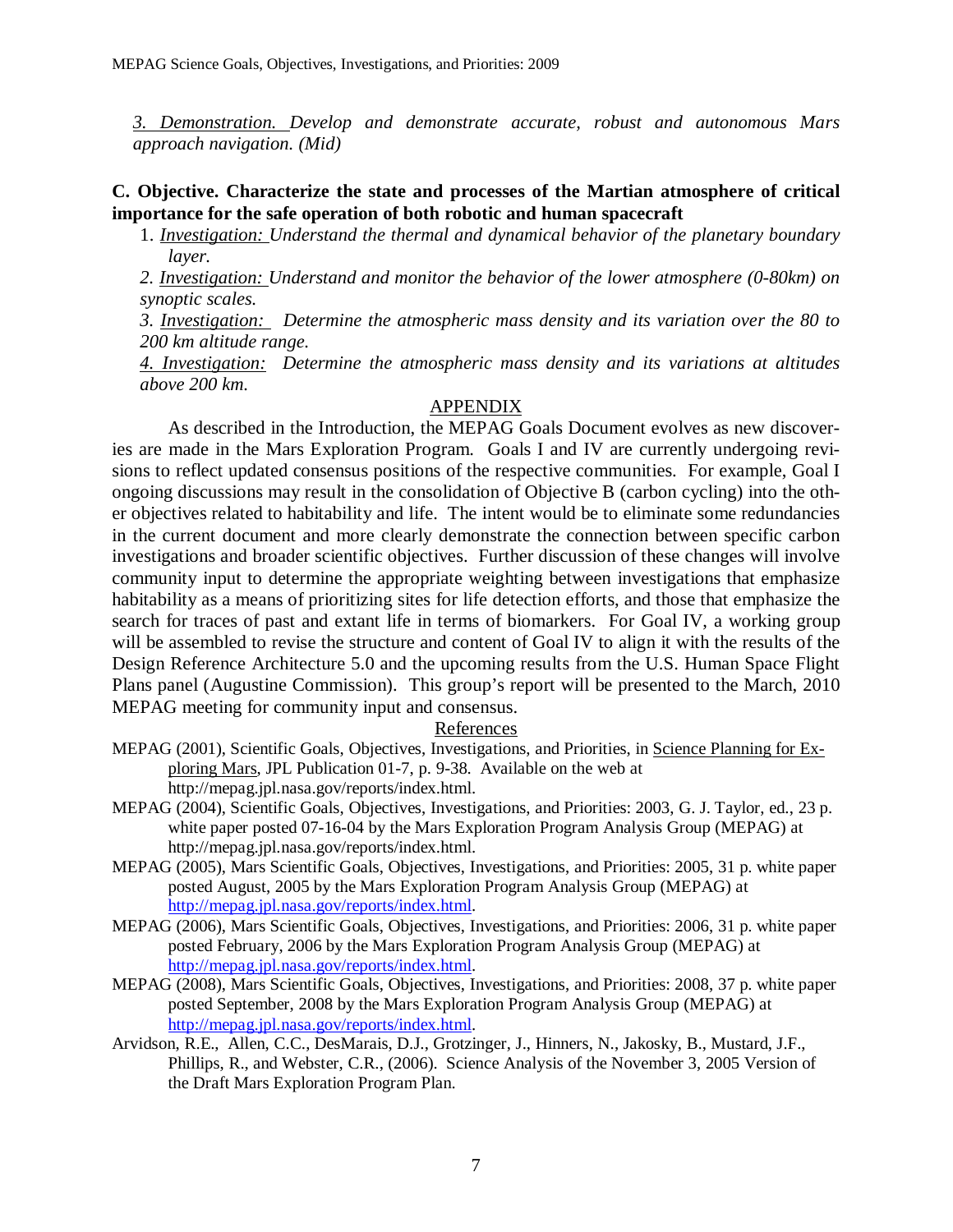*3. <u>Demonstration.</u> Develop and demonstrate accurate, robust and autonomous Mars approach navigation. (Mid)*

**C. Objective. Characterize the state and processes of the Martian atmosphere of critical importance for the safe operation of both robotic and human spacecraft**

1. *<u>Investigation:</u> Understand the thermal and dynamical behavior of the planetary boundary layer.*
2. *<u>Investigation:</u> Understand and monitor the behavior of the lower atmosphere (0-80km) on synoptic scales.*
3. *<u>Investigation:</u> Determine the atmospheric mass density and its variation over the 80 to 200 km altitude range.*
4. *<u>Investigation:</u> Determine the atmospheric mass density and its variations at altitudes above 200 km.*

## APPENDIX

As described in the Introduction, the MEPAG Goals Document evolves as new discoveries are made in the Mars Exploration Program. Goals I and IV are currently undergoing revisions to reflect updated consensus positions of the respective communities. For example, Goal I ongoing discussions may result in the consolidation of Objective B (carbon cycling) into the other objectives related to habitability and life. The intent would be to eliminate some redundancies in the current document and more clearly demonstrate the connection between specific carbon investigations and broader scientific objectives. Further discussion of these changes will involve community input to determine the appropriate weighting between investigations that emphasize habitability as a means of prioritizing sites for life detection efforts, and those that emphasize the search for traces of past and extant life in terms of biomarkers. For Goal IV, a working group will be assembled to revise the structure and content of Goal IV to align it with the results of the Design Reference Architecture 5.0 and the upcoming results from the U.S. Human Space Flight Plans panel (Augustine Commission). This group's report will be presented to the March, 2010 MEPAG meeting for community input and consensus.

## References

MEPAG (2001), Scientific Goals, Objectives, Investigations, and Priorities, in <u>Science Planning for Exploring Mars</u>, JPL Publication 01-7, p. 9-38. Available on the web at http://mepag.jpl.nasa.gov/reports/index.html.

MEPAG (2004), Scientific Goals, Objectives, Investigations, and Priorities: 2003, G. J. Taylor, ed., 23 p. white paper posted 07-16-04 by the Mars Exploration Program Analysis Group (MEPAG) at http://mepag.jpl.nasa.gov/reports/index.html.

MEPAG (2005), Mars Scientific Goals, Objectives, Investigations, and Priorities: 2005, 31 p. white paper posted August, 2005 by the Mars Exploration Program Analysis Group (MEPAG) at http://mepag.jpl.nasa.gov/reports/index.html.

MEPAG (2006), Mars Scientific Goals, Objectives, Investigations, and Priorities: 2006, 31 p. white paper posted February, 2006 by the Mars Exploration Program Analysis Group (MEPAG) at http://mepag.jpl.nasa.gov/reports/index.html.

MEPAG (2008), Mars Scientific Goals, Objectives, Investigations, and Priorities: 2008, 37 p. white paper posted September, 2008 by the Mars Exploration Program Analysis Group (MEPAG) at http://mepag.jpl.nasa.gov/reports/index.html.

Arvidson, R.E., Allen, C.C., DesMarais, D.J., Grotzinger, J., Hinners, N., Jakosky, B., Mustard, J.F., Phillips, R., and Webster, C.R., (2006). Science Analysis of the November 3, 2005 Version of the Draft Mars Exploration Program Plan.